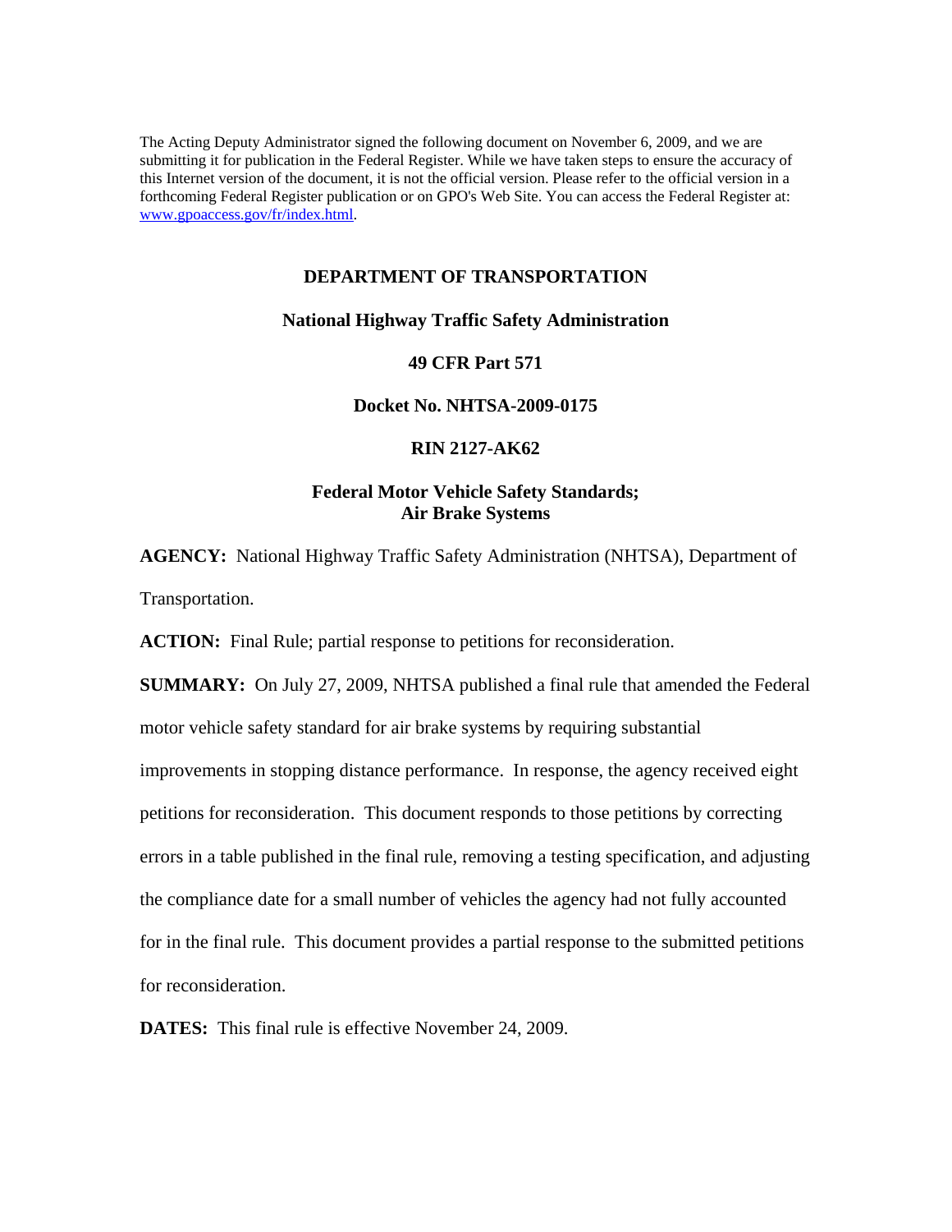The Acting Deputy Administrator signed the following document on November 6, 2009, and we are submitting it for publication in the Federal Register. While we have taken steps to ensure the accuracy of this Internet version of the document, it is not the official version. Please refer to the official version in a forthcoming Federal Register publication or on GPO's Web Site. You can access the Federal Register at: www.gpoaccess.gov/fr/index.html.

**DEPARTMENT OF TRANSPORTATION**

**National Highway Traffic Safety Administration**

**49 CFR Part 571**

**Docket No. NHTSA-2009-0175**

**RIN 2127-AK62**

**Federal Motor Vehicle Safety Standards; Air Brake Systems**

**AGENCY:** National Highway Traffic Safety Administration (NHTSA), Department of Transportation.

**ACTION:** Final Rule; partial response to petitions for reconsideration.

**SUMMARY:** On July 27, 2009, NHTSA published a final rule that amended the Federal motor vehicle safety standard for air brake systems by requiring substantial improvements in stopping distance performance. In response, the agency received eight petitions for reconsideration. This document responds to those petitions by correcting errors in a table published in the final rule, removing a testing specification, and adjusting the compliance date for a small number of vehicles the agency had not fully accounted for in the final rule. This document provides a partial response to the submitted petitions for reconsideration.

**DATES:** This final rule is effective November 24, 2009.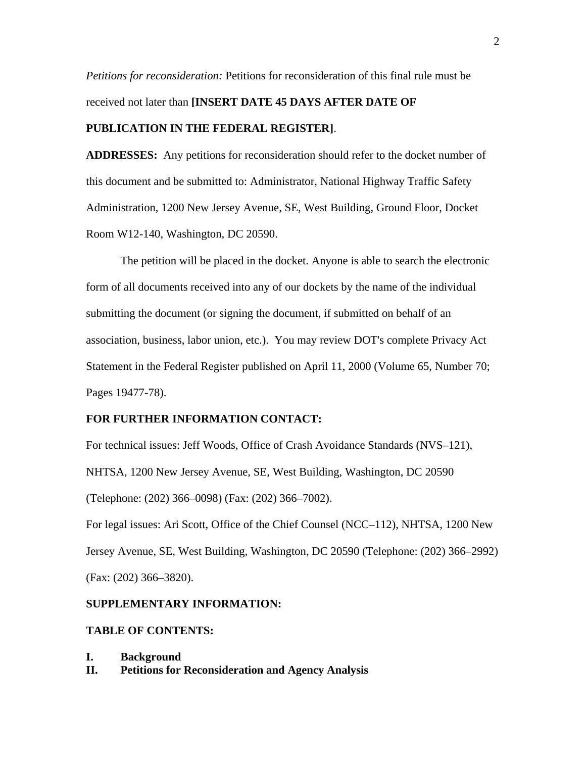*Petitions for reconsideration:* Petitions for reconsideration of this final rule must be received not later than **[INSERT DATE 45 DAYS AFTER DATE OF PUBLICATION IN THE FEDERAL REGISTER]**.

**ADDRESSES:** Any petitions for reconsideration should refer to the docket number of this document and be submitted to: Administrator, National Highway Traffic Safety Administration, 1200 New Jersey Avenue, SE, West Building, Ground Floor, Docket Room W12-140, Washington, DC 20590.

The petition will be placed in the docket. Anyone is able to search the electronic form of all documents received into any of our dockets by the name of the individual submitting the document (or signing the document, if submitted on behalf of an association, business, labor union, etc.). You may review DOT's complete Privacy Act Statement in the Federal Register published on April 11, 2000 (Volume 65, Number 70; Pages 19477-78).

**FOR FURTHER INFORMATION CONTACT:**

For technical issues: Jeff Woods, Office of Crash Avoidance Standards (NVS–121), NHTSA, 1200 New Jersey Avenue, SE, West Building, Washington, DC 20590 (Telephone: (202) 366–0098) (Fax: (202) 366–7002).

For legal issues: Ari Scott, Office of the Chief Counsel (NCC–112), NHTSA, 1200 New Jersey Avenue, SE, West Building, Washington, DC 20590 (Telephone: (202) 366–2992) (Fax: (202) 366–3820).

**SUPPLEMENTARY INFORMATION:**

**TABLE OF CONTENTS:**

**I. Background**

**II. Petitions for Reconsideration and Agency Analysis**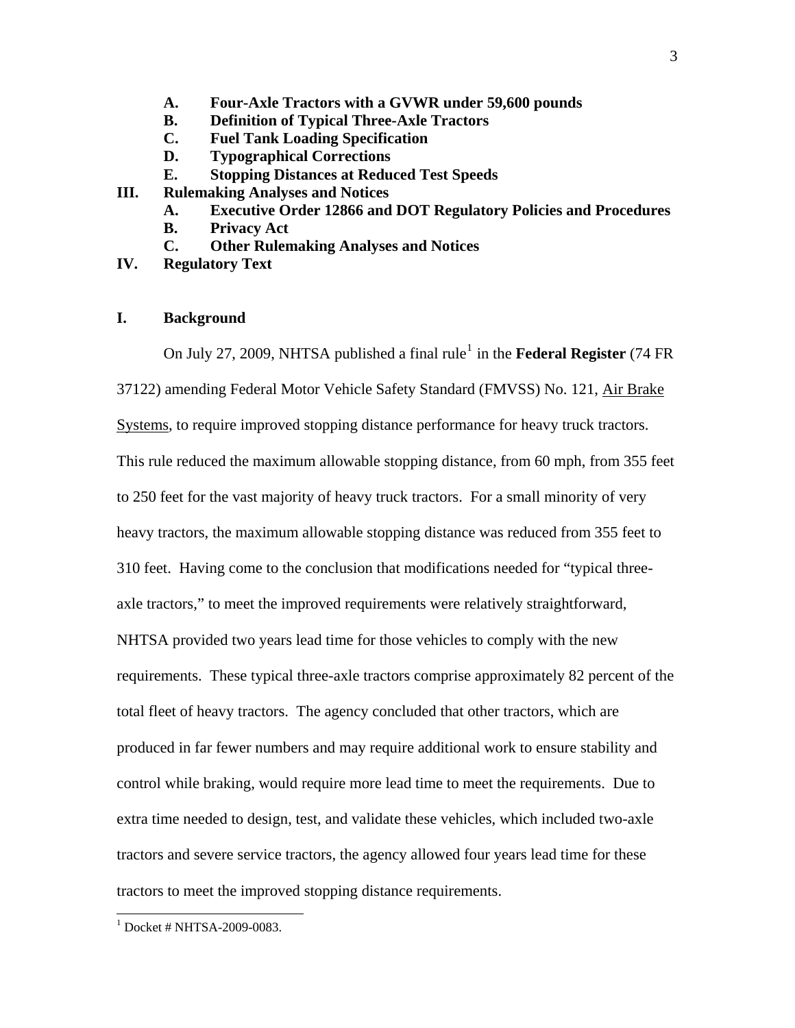- **A. Four-Axle Tractors with a GVWR under 59,600 pounds**
- **B. Definition of Typical Three-Axle Tractors**
- **C. Fuel Tank Loading Specification**
- **D. Typographical Corrections**
- **E. Stopping Distances at Reduced Test Speeds**

**III. Rulemaking Analyses and Notices**

- **A. Executive Order 12866 and DOT Regulatory Policies and Procedures**
- **B. Privacy Act**
- **C. Other Rulemaking Analyses and Notices**

**IV. Regulatory Text**

## I. Background

On July 27, 2009, NHTSA published a final rule[1] in the **Federal Register** (74 FR 37122) amending Federal Motor Vehicle Safety Standard (FMVSS) No. 121, Air Brake Systems, to require improved stopping distance performance for heavy truck tractors. This rule reduced the maximum allowable stopping distance, from 60 mph, from 355 feet to 250 feet for the vast majority of heavy truck tractors. For a small minority of very heavy tractors, the maximum allowable stopping distance was reduced from 355 feet to 310 feet. Having come to the conclusion that modifications needed for "typical three-axle tractors," to meet the improved requirements were relatively straightforward, NHTSA provided two years lead time for those vehicles to comply with the new requirements. These typical three-axle tractors comprise approximately 82 percent of the total fleet of heavy tractors. The agency concluded that other tractors, which are produced in far fewer numbers and may require additional work to ensure stability and control while braking, would require more lead time to meet the requirements. Due to extra time needed to design, test, and validate these vehicles, which included two-axle tractors and severe service tractors, the agency allowed four years lead time for these tractors to meet the improved stopping distance requirements.

[1] Docket # NHTSA-2009-0083.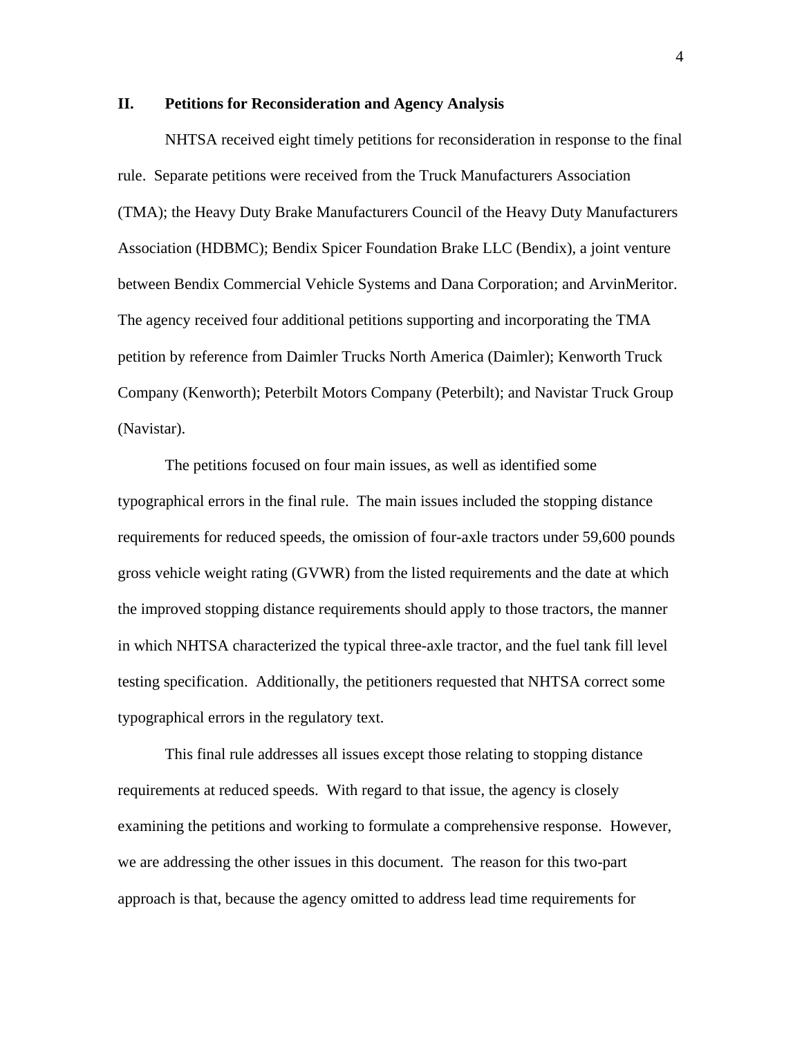## II. Petitions for Reconsideration and Agency Analysis

NHTSA received eight timely petitions for reconsideration in response to the final rule. Separate petitions were received from the Truck Manufacturers Association (TMA); the Heavy Duty Brake Manufacturers Council of the Heavy Duty Manufacturers Association (HDBMC); Bendix Spicer Foundation Brake LLC (Bendix), a joint venture between Bendix Commercial Vehicle Systems and Dana Corporation; and ArvinMeritor. The agency received four additional petitions supporting and incorporating the TMA petition by reference from Daimler Trucks North America (Daimler); Kenworth Truck Company (Kenworth); Peterbilt Motors Company (Peterbilt); and Navistar Truck Group (Navistar).

The petitions focused on four main issues, as well as identified some typographical errors in the final rule. The main issues included the stopping distance requirements for reduced speeds, the omission of four-axle tractors under 59,600 pounds gross vehicle weight rating (GVWR) from the listed requirements and the date at which the improved stopping distance requirements should apply to those tractors, the manner in which NHTSA characterized the typical three-axle tractor, and the fuel tank fill level testing specification. Additionally, the petitioners requested that NHTSA correct some typographical errors in the regulatory text.

This final rule addresses all issues except those relating to stopping distance requirements at reduced speeds. With regard to that issue, the agency is closely examining the petitions and working to formulate a comprehensive response. However, we are addressing the other issues in this document. The reason for this two-part approach is that, because the agency omitted to address lead time requirements for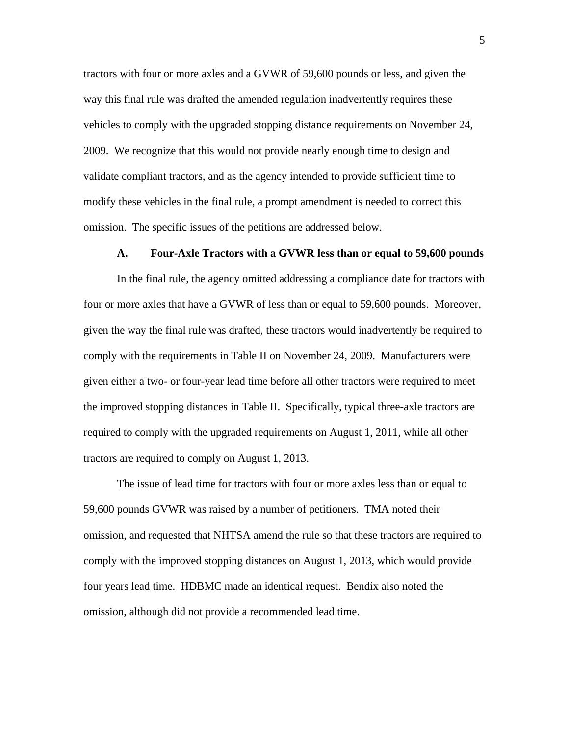tractors with four or more axles and a GVWR of 59,600 pounds or less, and given the way this final rule was drafted the amended regulation inadvertently requires these vehicles to comply with the upgraded stopping distance requirements on November 24, 2009. We recognize that this would not provide nearly enough time to design and validate compliant tractors, and as the agency intended to provide sufficient time to modify these vehicles in the final rule, a prompt amendment is needed to correct this omission. The specific issues of the petitions are addressed below.

### A. Four-Axle Tractors with a GVWR less than or equal to 59,600 pounds

In the final rule, the agency omitted addressing a compliance date for tractors with four or more axles that have a GVWR of less than or equal to 59,600 pounds. Moreover, given the way the final rule was drafted, these tractors would inadvertently be required to comply with the requirements in Table II on November 24, 2009. Manufacturers were given either a two- or four-year lead time before all other tractors were required to meet the improved stopping distances in Table II. Specifically, typical three-axle tractors are required to comply with the upgraded requirements on August 1, 2011, while all other tractors are required to comply on August 1, 2013.

The issue of lead time for tractors with four or more axles less than or equal to 59,600 pounds GVWR was raised by a number of petitioners. TMA noted their omission, and requested that NHTSA amend the rule so that these tractors are required to comply with the improved stopping distances on August 1, 2013, which would provide four years lead time. HDBMC made an identical request. Bendix also noted the omission, although did not provide a recommended lead time.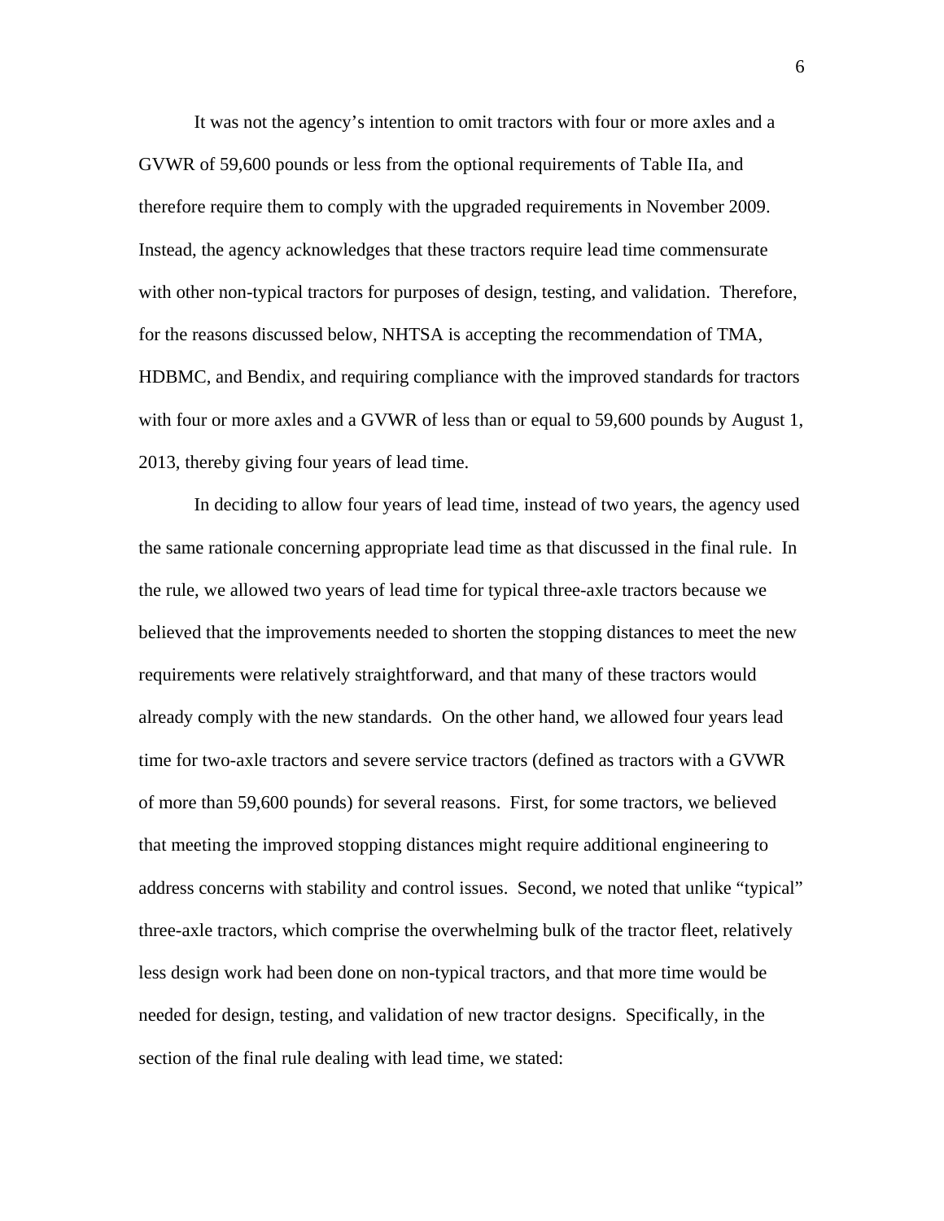It was not the agency's intention to omit tractors with four or more axles and a GVWR of 59,600 pounds or less from the optional requirements of Table IIa, and therefore require them to comply with the upgraded requirements in November 2009. Instead, the agency acknowledges that these tractors require lead time commensurate with other non-typical tractors for purposes of design, testing, and validation. Therefore, for the reasons discussed below, NHTSA is accepting the recommendation of TMA, HDBMC, and Bendix, and requiring compliance with the improved standards for tractors with four or more axles and a GVWR of less than or equal to 59,600 pounds by August 1, 2013, thereby giving four years of lead time.

In deciding to allow four years of lead time, instead of two years, the agency used the same rationale concerning appropriate lead time as that discussed in the final rule. In the rule, we allowed two years of lead time for typical three-axle tractors because we believed that the improvements needed to shorten the stopping distances to meet the new requirements were relatively straightforward, and that many of these tractors would already comply with the new standards. On the other hand, we allowed four years lead time for two-axle tractors and severe service tractors (defined as tractors with a GVWR of more than 59,600 pounds) for several reasons. First, for some tractors, we believed that meeting the improved stopping distances might require additional engineering to address concerns with stability and control issues. Second, we noted that unlike "typical" three-axle tractors, which comprise the overwhelming bulk of the tractor fleet, relatively less design work had been done on non-typical tractors, and that more time would be needed for design, testing, and validation of new tractor designs. Specifically, in the section of the final rule dealing with lead time, we stated: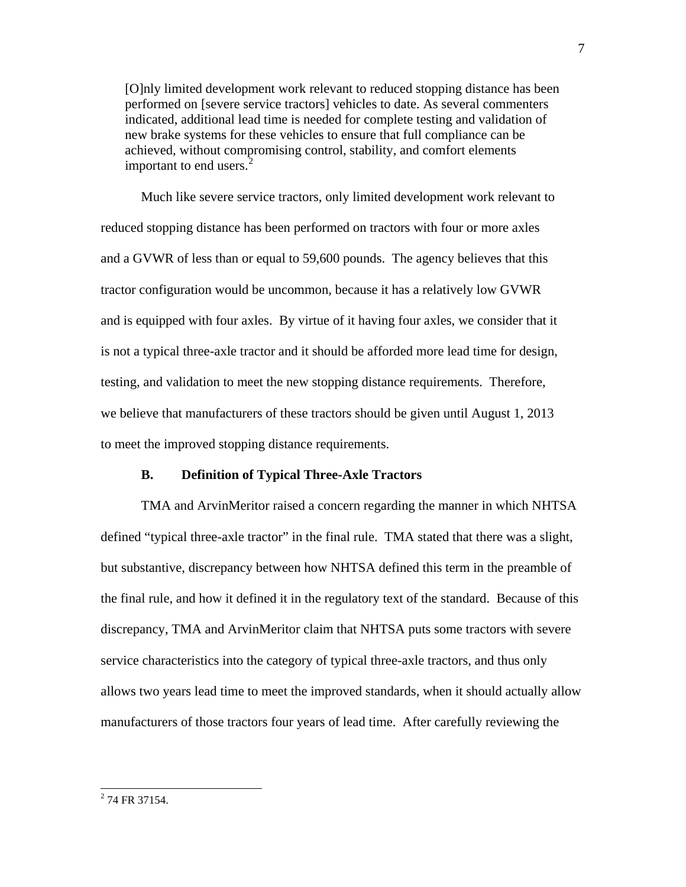> [O]nly limited development work relevant to reduced stopping distance has been performed on [severe service tractors] vehicles to date. As several commenters indicated, additional lead time is needed for complete testing and validation of new brake systems for these vehicles to ensure that full compliance can be achieved, without compromising control, stability, and comfort elements important to end users.[2]

Much like severe service tractors, only limited development work relevant to reduced stopping distance has been performed on tractors with four or more axles and a GVWR of less than or equal to 59,600 pounds. The agency believes that this tractor configuration would be uncommon, because it has a relatively low GVWR and is equipped with four axles. By virtue of it having four axles, we consider that it is not a typical three-axle tractor and it should be afforded more lead time for design, testing, and validation to meet the new stopping distance requirements. Therefore, we believe that manufacturers of these tractors should be given until August 1, 2013 to meet the improved stopping distance requirements.

### B. Definition of Typical Three-Axle Tractors

TMA and ArvinMeritor raised a concern regarding the manner in which NHTSA defined "typical three-axle tractor" in the final rule. TMA stated that there was a slight, but substantive, discrepancy between how NHTSA defined this term in the preamble of the final rule, and how it defined it in the regulatory text of the standard. Because of this discrepancy, TMA and ArvinMeritor claim that NHTSA puts some tractors with severe service characteristics into the category of typical three-axle tractors, and thus only allows two years lead time to meet the improved standards, when it should actually allow manufacturers of those tractors four years of lead time. After carefully reviewing the

[2] 74 FR 37154.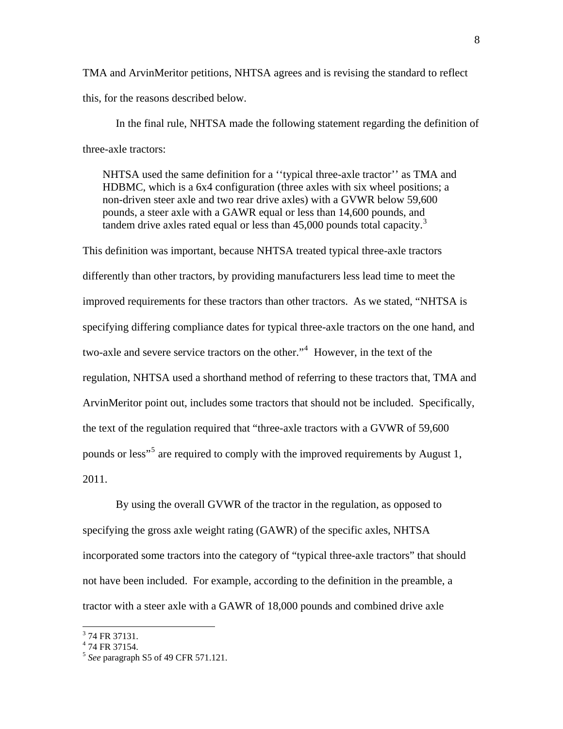TMA and ArvinMeritor petitions, NHTSA agrees and is revising the standard to reflect this, for the reasons described below.

In the final rule, NHTSA made the following statement regarding the definition of three-axle tractors:

> NHTSA used the same definition for a ''typical three-axle tractor'' as TMA and HDBMC, which is a 6x4 configuration (three axles with six wheel positions; a non-driven steer axle and two rear drive axles) with a GVWR below 59,600 pounds, a steer axle with a GAWR equal or less than 14,600 pounds, and tandem drive axles rated equal or less than 45,000 pounds total capacity.[3]

This definition was important, because NHTSA treated typical three-axle tractors differently than other tractors, by providing manufacturers less lead time to meet the improved requirements for these tractors than other tractors. As we stated, "NHTSA is specifying differing compliance dates for typical three-axle tractors on the one hand, and two-axle and severe service tractors on the other."[4] However, in the text of the regulation, NHTSA used a shorthand method of referring to these tractors that, TMA and ArvinMeritor point out, includes some tractors that should not be included. Specifically, the text of the regulation required that "three-axle tractors with a GVWR of 59,600 pounds or less"[5] are required to comply with the improved requirements by August 1, 2011.

By using the overall GVWR of the tractor in the regulation, as opposed to specifying the gross axle weight rating (GAWR) of the specific axles, NHTSA incorporated some tractors into the category of "typical three-axle tractors" that should not have been included. For example, according to the definition in the preamble, a tractor with a steer axle with a GAWR of 18,000 pounds and combined drive axle

---

[3] 74 FR 37131.

[4] 74 FR 37154.

[5] *See* paragraph S5 of 49 CFR 571.121.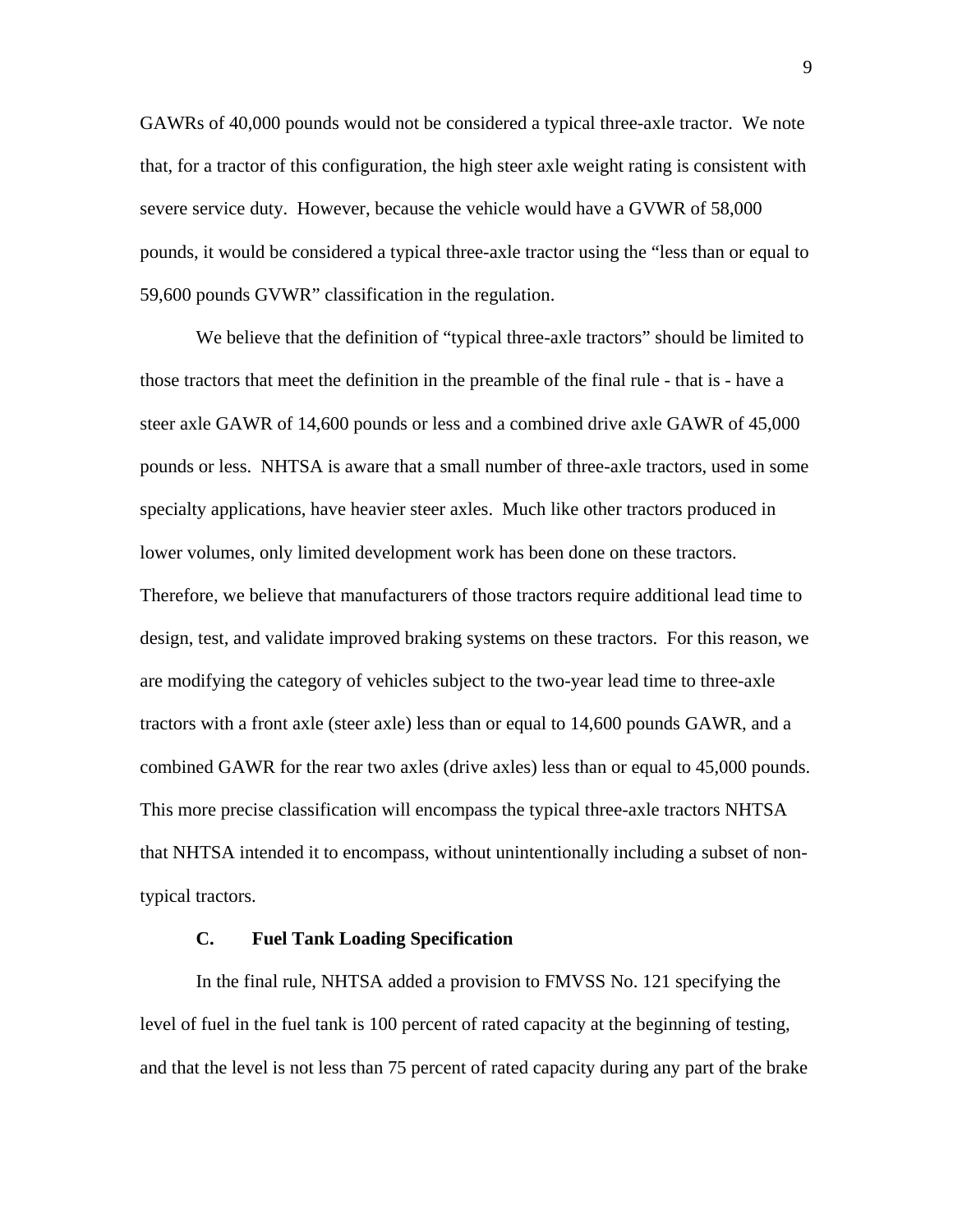GAWRs of 40,000 pounds would not be considered a typical three-axle tractor. We note that, for a tractor of this configuration, the high steer axle weight rating is consistent with severe service duty. However, because the vehicle would have a GVWR of 58,000 pounds, it would be considered a typical three-axle tractor using the "less than or equal to 59,600 pounds GVWR" classification in the regulation.

We believe that the definition of "typical three-axle tractors" should be limited to those tractors that meet the definition in the preamble of the final rule - that is - have a steer axle GAWR of 14,600 pounds or less and a combined drive axle GAWR of 45,000 pounds or less. NHTSA is aware that a small number of three-axle tractors, used in some specialty applications, have heavier steer axles. Much like other tractors produced in lower volumes, only limited development work has been done on these tractors. Therefore, we believe that manufacturers of those tractors require additional lead time to design, test, and validate improved braking systems on these tractors. For this reason, we are modifying the category of vehicles subject to the two-year lead time to three-axle tractors with a front axle (steer axle) less than or equal to 14,600 pounds GAWR, and a combined GAWR for the rear two axles (drive axles) less than or equal to 45,000 pounds. This more precise classification will encompass the typical three-axle tractors NHTSA that NHTSA intended it to encompass, without unintentionally including a subset of non-typical tractors.

### C. Fuel Tank Loading Specification

In the final rule, NHTSA added a provision to FMVSS No. 121 specifying the level of fuel in the fuel tank is 100 percent of rated capacity at the beginning of testing, and that the level is not less than 75 percent of rated capacity during any part of the brake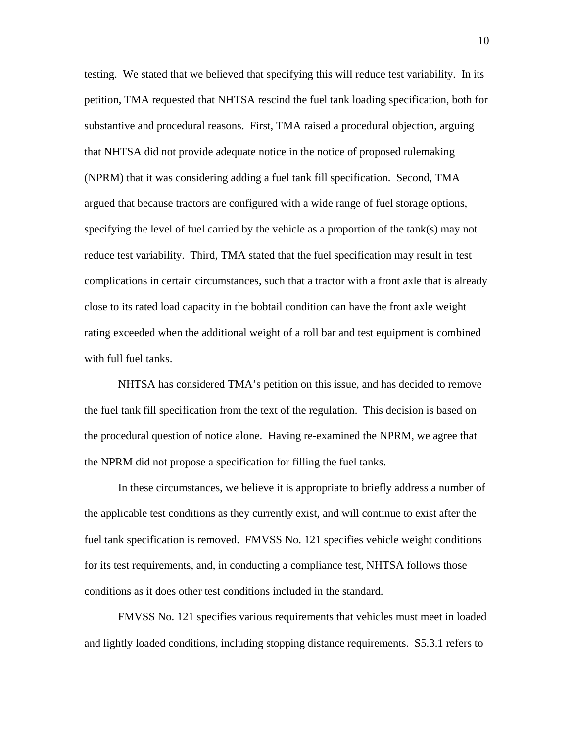testing. We stated that we believed that specifying this will reduce test variability. In its petition, TMA requested that NHTSA rescind the fuel tank loading specification, both for substantive and procedural reasons. First, TMA raised a procedural objection, arguing that NHTSA did not provide adequate notice in the notice of proposed rulemaking (NPRM) that it was considering adding a fuel tank fill specification. Second, TMA argued that because tractors are configured with a wide range of fuel storage options, specifying the level of fuel carried by the vehicle as a proportion of the tank(s) may not reduce test variability. Third, TMA stated that the fuel specification may result in test complications in certain circumstances, such that a tractor with a front axle that is already close to its rated load capacity in the bobtail condition can have the front axle weight rating exceeded when the additional weight of a roll bar and test equipment is combined with full fuel tanks.

NHTSA has considered TMA's petition on this issue, and has decided to remove the fuel tank fill specification from the text of the regulation. This decision is based on the procedural question of notice alone. Having re-examined the NPRM, we agree that the NPRM did not propose a specification for filling the fuel tanks.

In these circumstances, we believe it is appropriate to briefly address a number of the applicable test conditions as they currently exist, and will continue to exist after the fuel tank specification is removed. FMVSS No. 121 specifies vehicle weight conditions for its test requirements, and, in conducting a compliance test, NHTSA follows those conditions as it does other test conditions included in the standard.

FMVSS No. 121 specifies various requirements that vehicles must meet in loaded and lightly loaded conditions, including stopping distance requirements. S5.3.1 refers to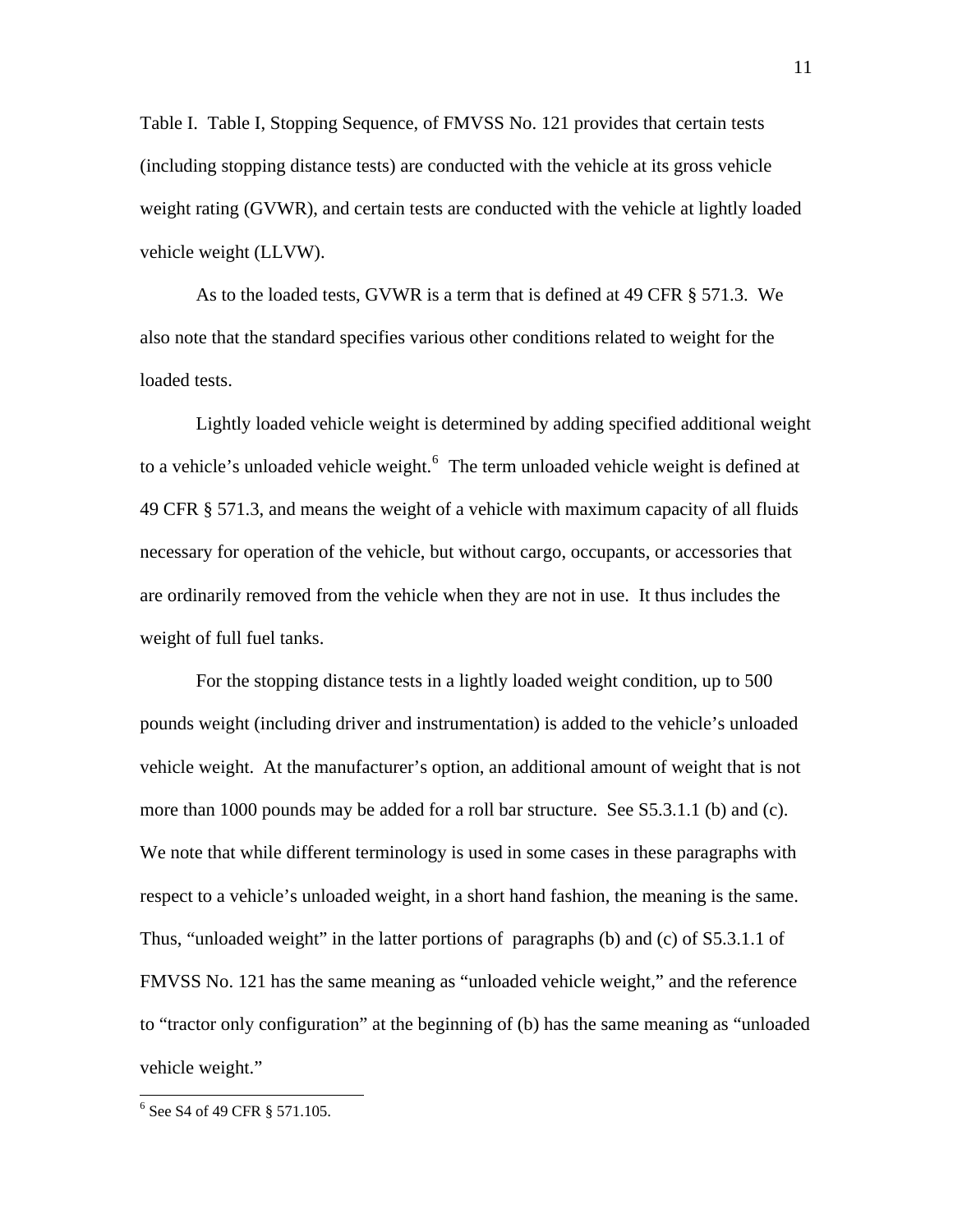Table I. Table I, Stopping Sequence, of FMVSS No. 121 provides that certain tests (including stopping distance tests) are conducted with the vehicle at its gross vehicle weight rating (GVWR), and certain tests are conducted with the vehicle at lightly loaded vehicle weight (LLVW).

As to the loaded tests, GVWR is a term that is defined at 49 CFR § 571.3. We also note that the standard specifies various other conditions related to weight for the loaded tests.

Lightly loaded vehicle weight is determined by adding specified additional weight to a vehicle's unloaded vehicle weight.[6] The term unloaded vehicle weight is defined at 49 CFR § 571.3, and means the weight of a vehicle with maximum capacity of all fluids necessary for operation of the vehicle, but without cargo, occupants, or accessories that are ordinarily removed from the vehicle when they are not in use. It thus includes the weight of full fuel tanks.

For the stopping distance tests in a lightly loaded weight condition, up to 500 pounds weight (including driver and instrumentation) is added to the vehicle's unloaded vehicle weight. At the manufacturer's option, an additional amount of weight that is not more than 1000 pounds may be added for a roll bar structure. See S5.3.1.1 (b) and (c). We note that while different terminology is used in some cases in these paragraphs with respect to a vehicle's unloaded weight, in a short hand fashion, the meaning is the same. Thus, "unloaded weight" in the latter portions of paragraphs (b) and (c) of S5.3.1.1 of FMVSS No. 121 has the same meaning as "unloaded vehicle weight," and the reference to "tractor only configuration" at the beginning of (b) has the same meaning as "unloaded vehicle weight."

---

[6] See S4 of 49 CFR § 571.105.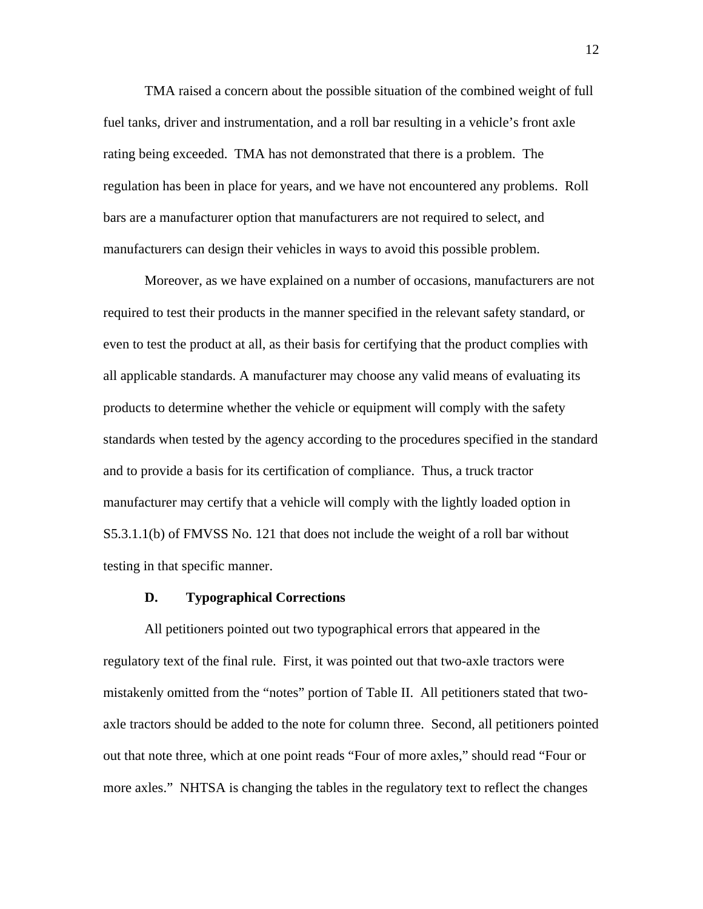TMA raised a concern about the possible situation of the combined weight of full fuel tanks, driver and instrumentation, and a roll bar resulting in a vehicle's front axle rating being exceeded. TMA has not demonstrated that there is a problem. The regulation has been in place for years, and we have not encountered any problems. Roll bars are a manufacturer option that manufacturers are not required to select, and manufacturers can design their vehicles in ways to avoid this possible problem.

Moreover, as we have explained on a number of occasions, manufacturers are not required to test their products in the manner specified in the relevant safety standard, or even to test the product at all, as their basis for certifying that the product complies with all applicable standards. A manufacturer may choose any valid means of evaluating its products to determine whether the vehicle or equipment will comply with the safety standards when tested by the agency according to the procedures specified in the standard and to provide a basis for its certification of compliance. Thus, a truck tractor manufacturer may certify that a vehicle will comply with the lightly loaded option in S5.3.1.1(b) of FMVSS No. 121 that does not include the weight of a roll bar without testing in that specific manner.

### D. Typographical Corrections

All petitioners pointed out two typographical errors that appeared in the regulatory text of the final rule. First, it was pointed out that two-axle tractors were mistakenly omitted from the "notes" portion of Table II. All petitioners stated that two-axle tractors should be added to the note for column three. Second, all petitioners pointed out that note three, which at one point reads "Four of more axles," should read "Four or more axles." NHTSA is changing the tables in the regulatory text to reflect the changes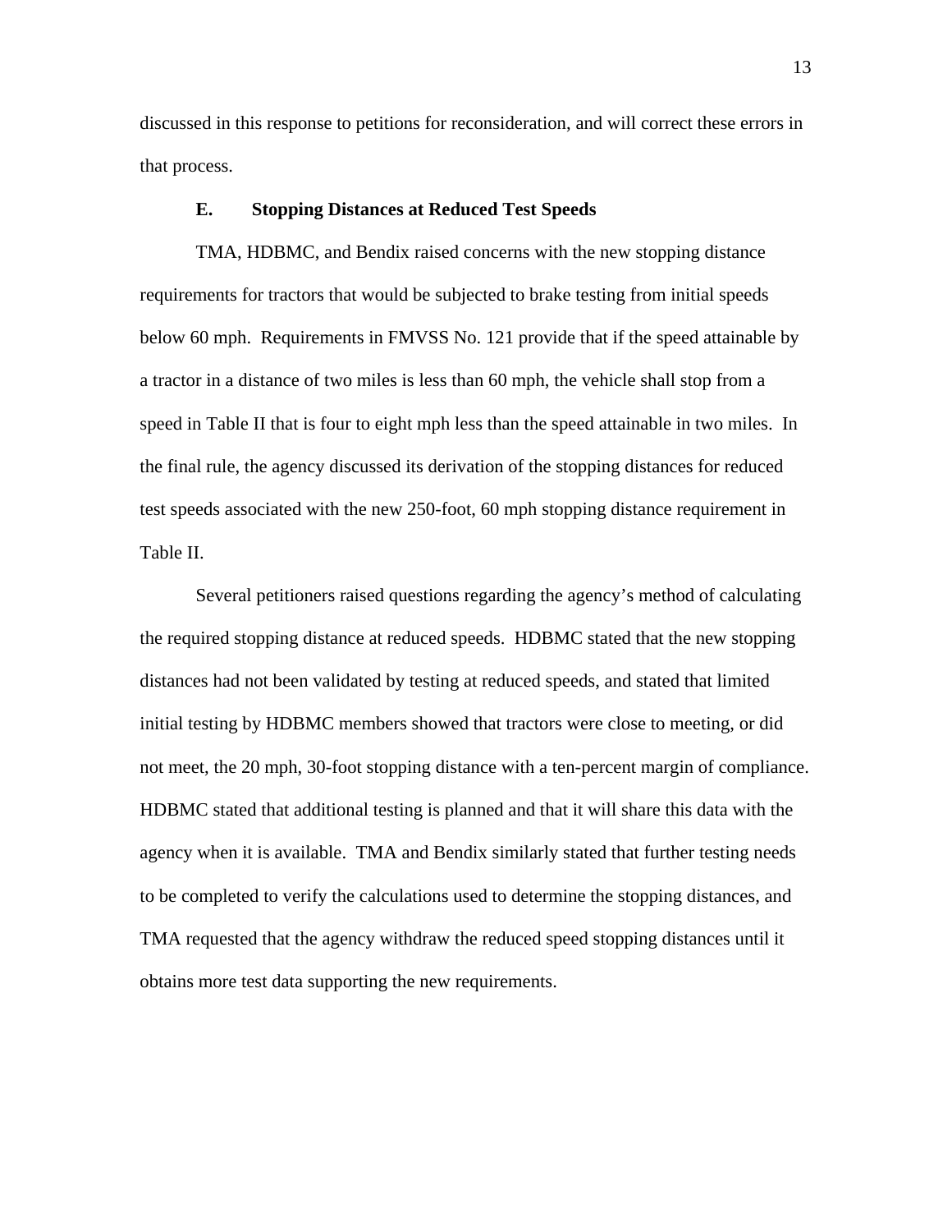discussed in this response to petitions for reconsideration, and will correct these errors in that process.

### E. Stopping Distances at Reduced Test Speeds

TMA, HDBMC, and Bendix raised concerns with the new stopping distance requirements for tractors that would be subjected to brake testing from initial speeds below 60 mph. Requirements in FMVSS No. 121 provide that if the speed attainable by a tractor in a distance of two miles is less than 60 mph, the vehicle shall stop from a speed in Table II that is four to eight mph less than the speed attainable in two miles. In the final rule, the agency discussed its derivation of the stopping distances for reduced test speeds associated with the new 250-foot, 60 mph stopping distance requirement in Table II.

Several petitioners raised questions regarding the agency's method of calculating the required stopping distance at reduced speeds. HDBMC stated that the new stopping distances had not been validated by testing at reduced speeds, and stated that limited initial testing by HDBMC members showed that tractors were close to meeting, or did not meet, the 20 mph, 30-foot stopping distance with a ten-percent margin of compliance. HDBMC stated that additional testing is planned and that it will share this data with the agency when it is available. TMA and Bendix similarly stated that further testing needs to be completed to verify the calculations used to determine the stopping distances, and TMA requested that the agency withdraw the reduced speed stopping distances until it obtains more test data supporting the new requirements.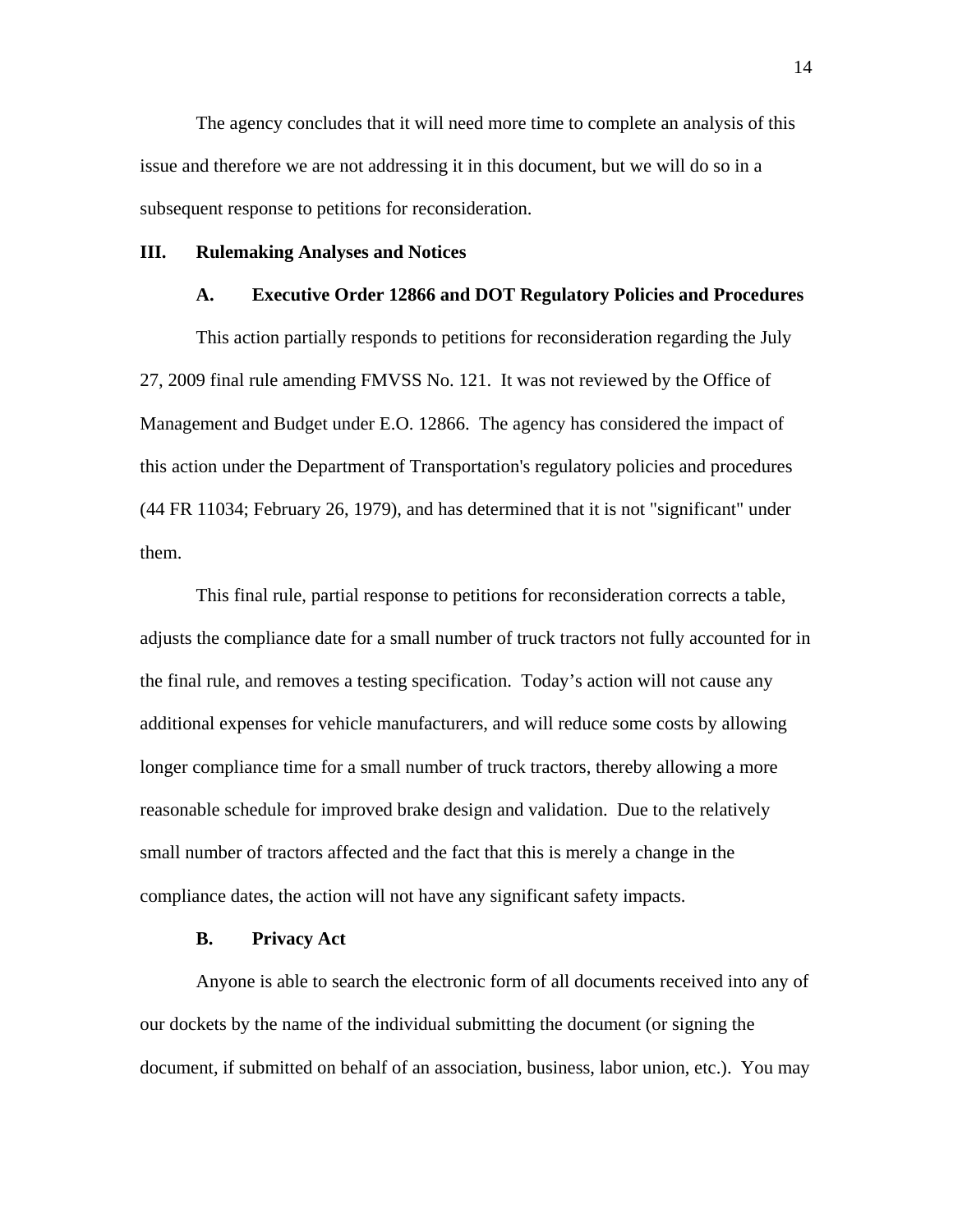The agency concludes that it will need more time to complete an analysis of this issue and therefore we are not addressing it in this document, but we will do so in a subsequent response to petitions for reconsideration.

## III. Rulemaking Analyses and Notices

### A. Executive Order 12866 and DOT Regulatory Policies and Procedures

This action partially responds to petitions for reconsideration regarding the July 27, 2009 final rule amending FMVSS No. 121. It was not reviewed by the Office of Management and Budget under E.O. 12866. The agency has considered the impact of this action under the Department of Transportation's regulatory policies and procedures (44 FR 11034; February 26, 1979), and has determined that it is not "significant" under them.

This final rule, partial response to petitions for reconsideration corrects a table, adjusts the compliance date for a small number of truck tractors not fully accounted for in the final rule, and removes a testing specification. Today's action will not cause any additional expenses for vehicle manufacturers, and will reduce some costs by allowing longer compliance time for a small number of truck tractors, thereby allowing a more reasonable schedule for improved brake design and validation. Due to the relatively small number of tractors affected and the fact that this is merely a change in the compliance dates, the action will not have any significant safety impacts.

### B. Privacy Act

Anyone is able to search the electronic form of all documents received into any of our dockets by the name of the individual submitting the document (or signing the document, if submitted on behalf of an association, business, labor union, etc.). You may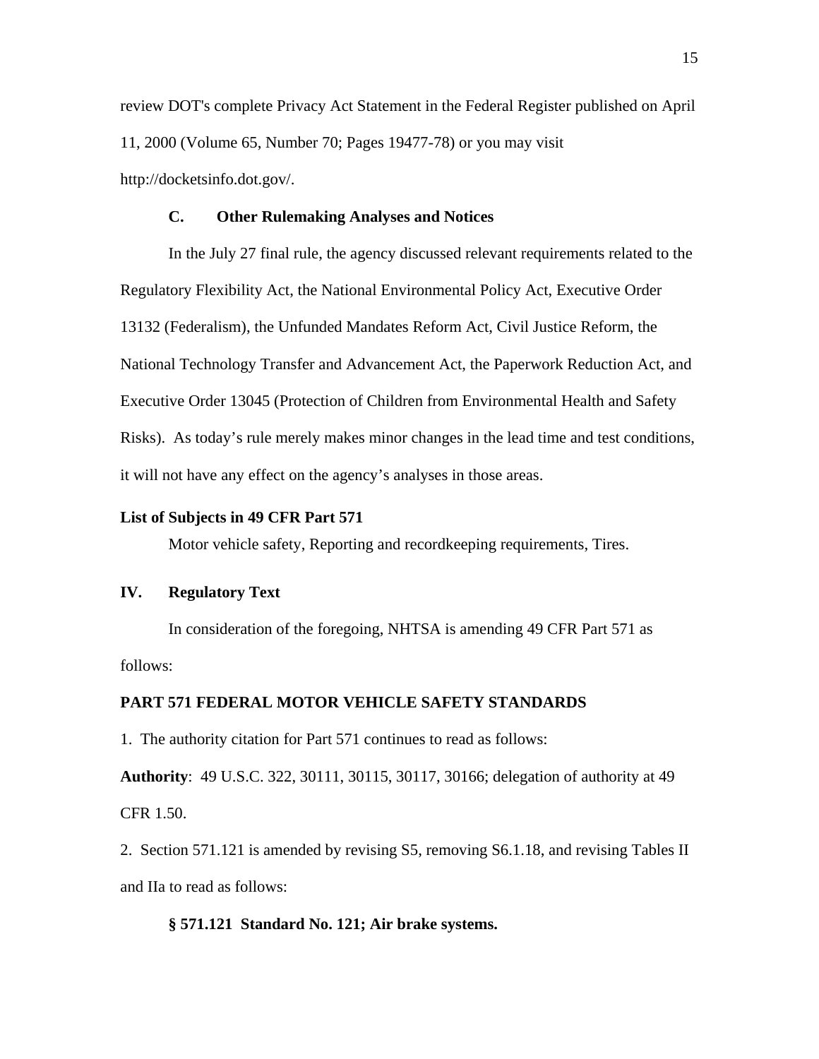review DOT's complete Privacy Act Statement in the Federal Register published on April 11, 2000 (Volume 65, Number 70; Pages 19477-78) or you may visit http://docketsinfo.dot.gov/.

### C. Other Rulemaking Analyses and Notices

In the July 27 final rule, the agency discussed relevant requirements related to the Regulatory Flexibility Act, the National Environmental Policy Act, Executive Order 13132 (Federalism), the Unfunded Mandates Reform Act, Civil Justice Reform, the National Technology Transfer and Advancement Act, the Paperwork Reduction Act, and Executive Order 13045 (Protection of Children from Environmental Health and Safety Risks). As today's rule merely makes minor changes in the lead time and test conditions, it will not have any effect on the agency's analyses in those areas.

### List of Subjects in 49 CFR Part 571

Motor vehicle safety, Reporting and recordkeeping requirements, Tires.

## IV. Regulatory Text

In consideration of the foregoing, NHTSA is amending 49 CFR Part 571 as follows:

### PART 571 FEDERAL MOTOR VEHICLE SAFETY STANDARDS

1. The authority citation for Part 571 continues to read as follows:

**Authority**: 49 U.S.C. 322, 30111, 30115, 30117, 30166; delegation of authority at 49 CFR 1.50.

2. Section 571.121 is amended by revising S5, removing S6.1.18, and revising Tables II and IIa to read as follows:

**§ 571.121 Standard No. 121; Air brake systems.**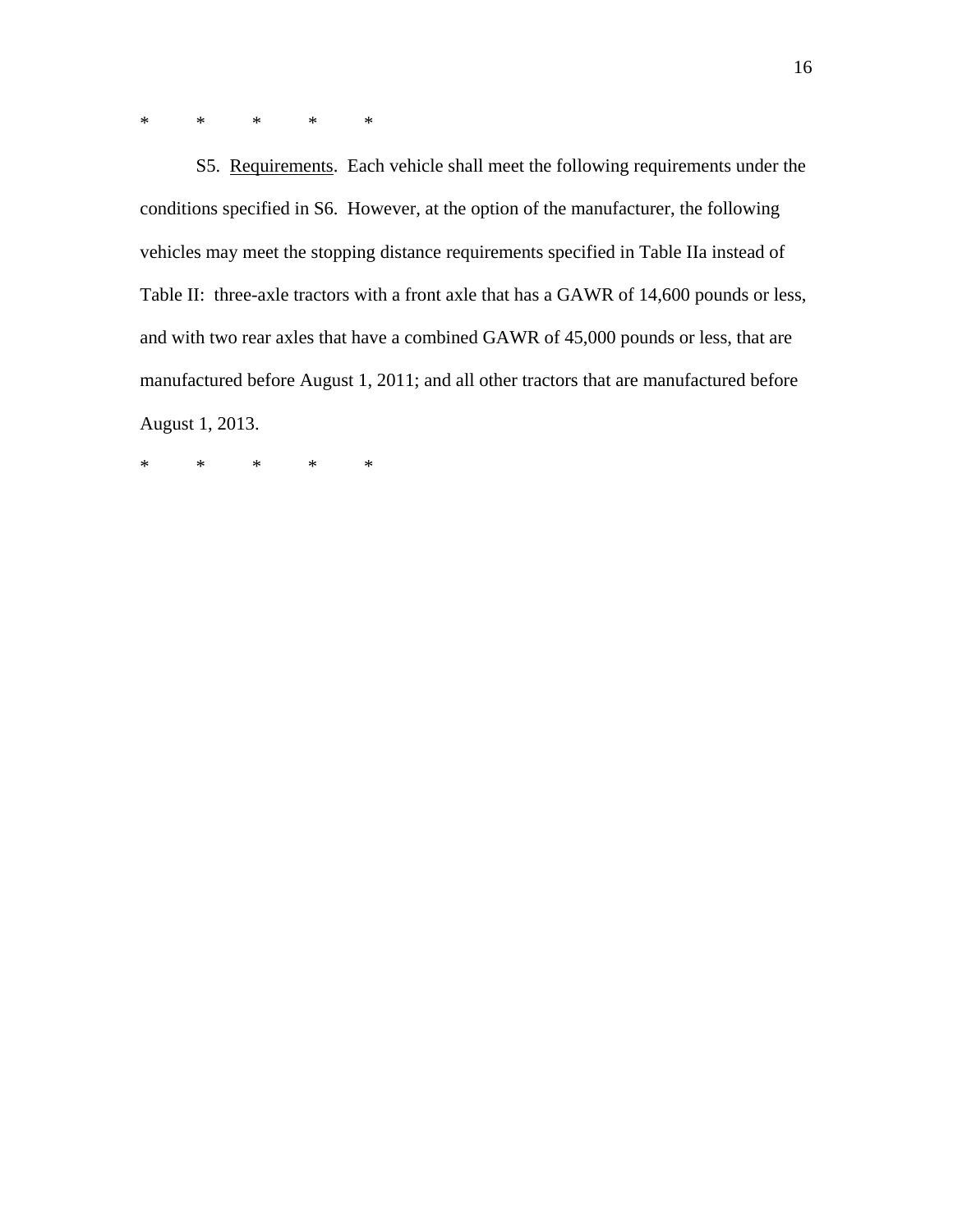\*     \*     \*     \*     \*

S5. <u>Requirements</u>. Each vehicle shall meet the following requirements under the conditions specified in S6. However, at the option of the manufacturer, the following vehicles may meet the stopping distance requirements specified in Table IIa instead of Table II: three-axle tractors with a front axle that has a GAWR of 14,600 pounds or less, and with two rear axles that have a combined GAWR of 45,000 pounds or less, that are manufactured before August 1, 2011; and all other tractors that are manufactured before August 1, 2013.

\*     \*     \*     \*     \*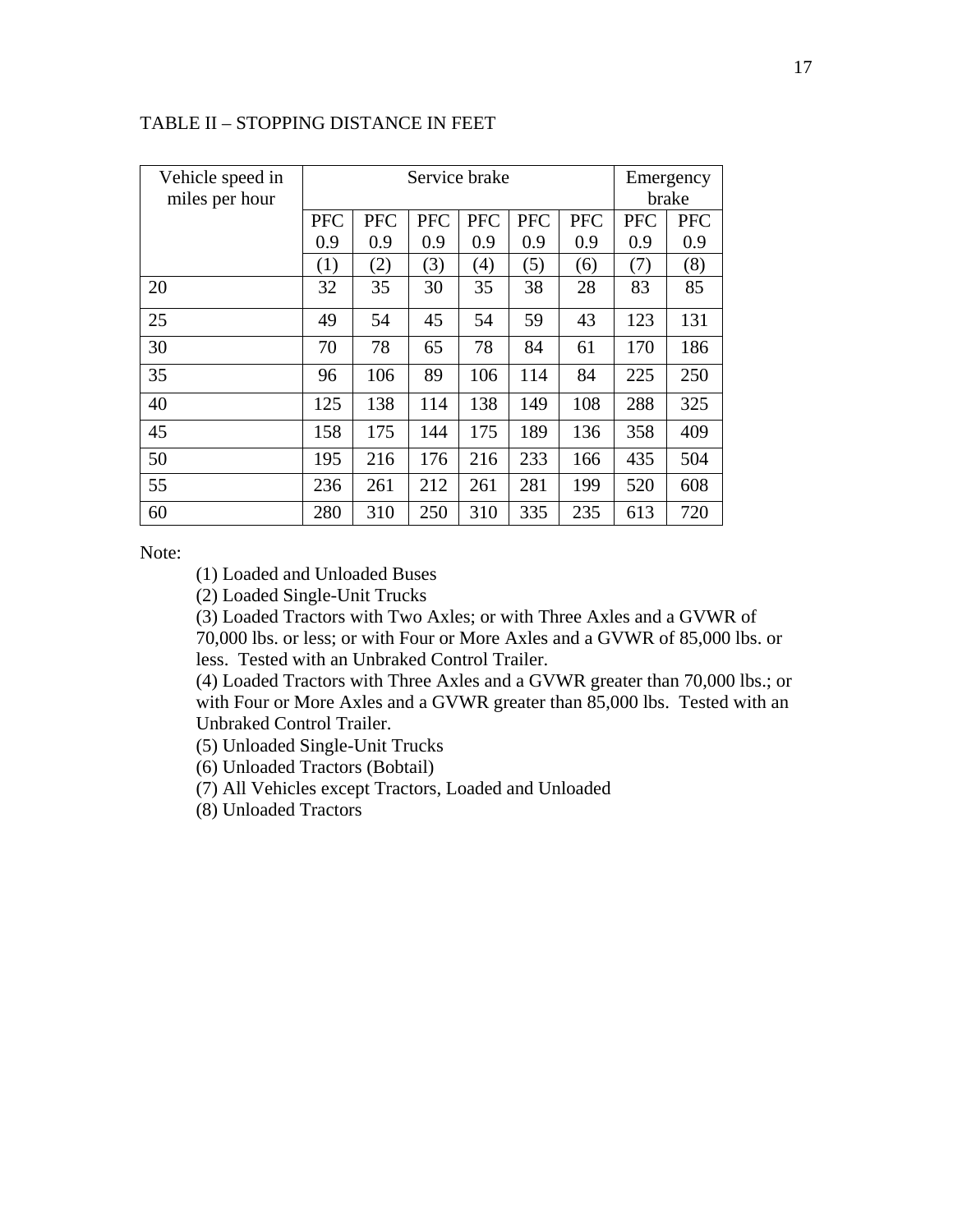TABLE II – STOPPING DISTANCE IN FEET

| Vehicle speed in miles per hour | Service brake | | | | | | Emergency brake | |
|---|---|---|---|---|---|---|---|---|
| | PFC 0.9 | PFC 0.9 | PFC 0.9 | PFC 0.9 | PFC 0.9 | PFC 0.9 | PFC 0.9 | PFC 0.9 |
| | (1) | (2) | (3) | (4) | (5) | (6) | (7) | (8) |
| 20 | 32 | 35 | 30 | 35 | 38 | 28 | 83 | 85 |
| 25 | 49 | 54 | 45 | 54 | 59 | 43 | 123 | 131 |
| 30 | 70 | 78 | 65 | 78 | 84 | 61 | 170 | 186 |
| 35 | 96 | 106 | 89 | 106 | 114 | 84 | 225 | 250 |
| 40 | 125 | 138 | 114 | 138 | 149 | 108 | 288 | 325 |
| 45 | 158 | 175 | 144 | 175 | 189 | 136 | 358 | 409 |
| 50 | 195 | 216 | 176 | 216 | 233 | 166 | 435 | 504 |
| 55 | 236 | 261 | 212 | 261 | 281 | 199 | 520 | 608 |
| 60 | 280 | 310 | 250 | 310 | 335 | 235 | 613 | 720 |

Note:

(1) Loaded and Unloaded Buses
(2) Loaded Single-Unit Trucks
(3) Loaded Tractors with Two Axles; or with Three Axles and a GVWR of 70,000 lbs. or less; or with Four or More Axles and a GVWR of 85,000 lbs. or less. Tested with an Unbraked Control Trailer.
(4) Loaded Tractors with Three Axles and a GVWR greater than 70,000 lbs.; or with Four or More Axles and a GVWR greater than 85,000 lbs. Tested with an Unbraked Control Trailer.
(5) Unloaded Single-Unit Trucks
(6) Unloaded Tractors (Bobtail)
(7) All Vehicles except Tractors, Loaded and Unloaded
(8) Unloaded Tractors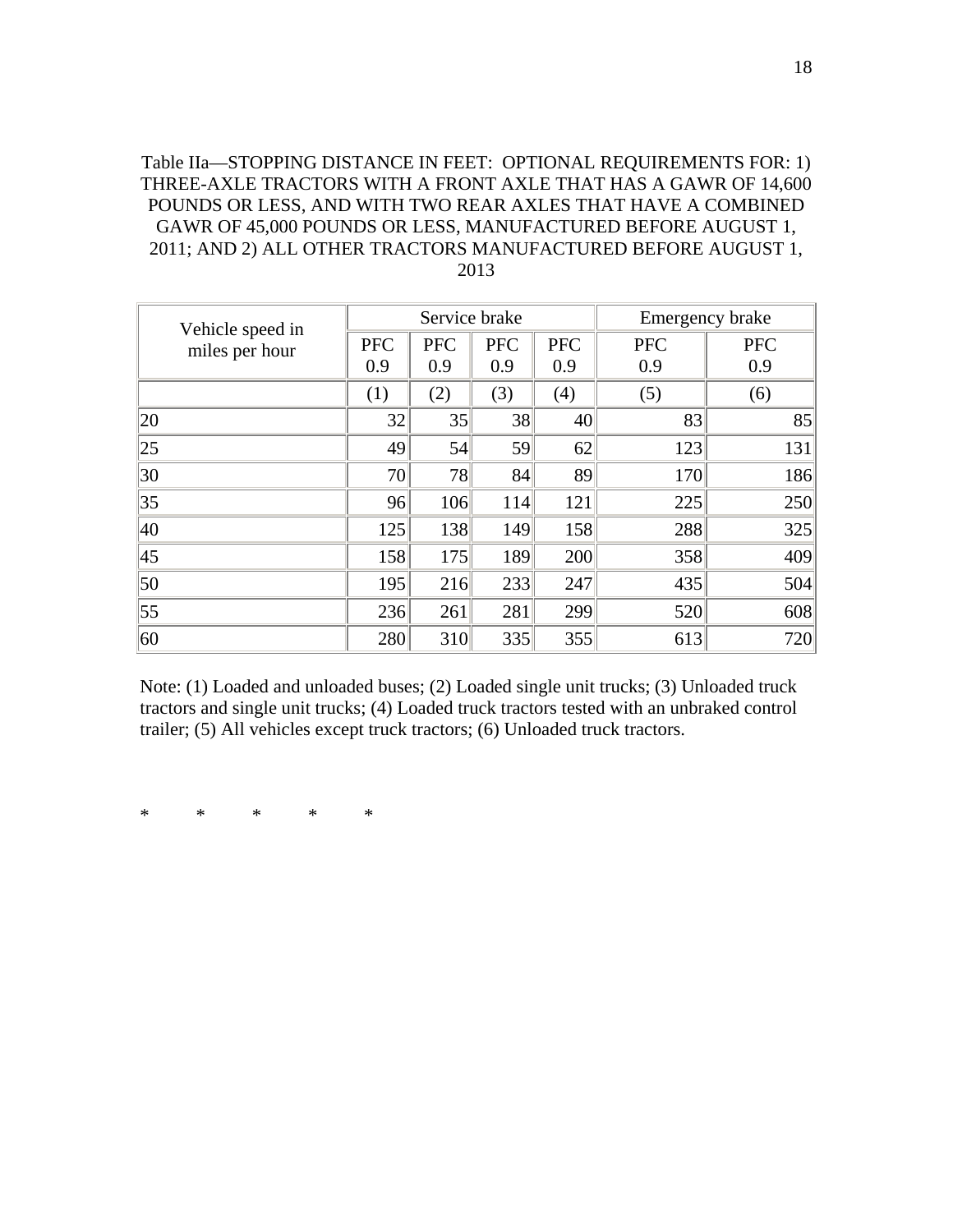Table IIa—STOPPING DISTANCE IN FEET: OPTIONAL REQUIREMENTS FOR: 1) THREE-AXLE TRACTORS WITH A FRONT AXLE THAT HAS A GAWR OF 14,600 POUNDS OR LESS, AND WITH TWO REAR AXLES THAT HAVE A COMBINED GAWR OF 45,000 POUNDS OR LESS, MANUFACTURED BEFORE AUGUST 1, 2011; AND 2) ALL OTHER TRACTORS MANUFACTURED BEFORE AUGUST 1, 2013

| Vehicle speed in miles per hour | Service brake | | | | Emergency brake | |
|---|---|---|---|---|---|---|
| | PFC 0.9 | PFC 0.9 | PFC 0.9 | PFC 0.9 | PFC 0.9 | PFC 0.9 |
| | (1) | (2) | (3) | (4) | (5) | (6) |
| 20 | 32 | 35 | 38 | 40 | 83 | 85 |
| 25 | 49 | 54 | 59 | 62 | 123 | 131 |
| 30 | 70 | 78 | 84 | 89 | 170 | 186 |
| 35 | 96 | 106 | 114 | 121 | 225 | 250 |
| 40 | 125 | 138 | 149 | 158 | 288 | 325 |
| 45 | 158 | 175 | 189 | 200 | 358 | 409 |
| 50 | 195 | 216 | 233 | 247 | 435 | 504 |
| 55 | 236 | 261 | 281 | 299 | 520 | 608 |
| 60 | 280 | 310 | 335 | 355 | 613 | 720 |

Note: (1) Loaded and unloaded buses; (2) Loaded single unit trucks; (3) Unloaded truck tractors and single unit trucks; (4) Loaded truck tractors tested with an unbraked control trailer; (5) All vehicles except truck tractors; (6) Unloaded truck tractors.

\* \* \* \* \*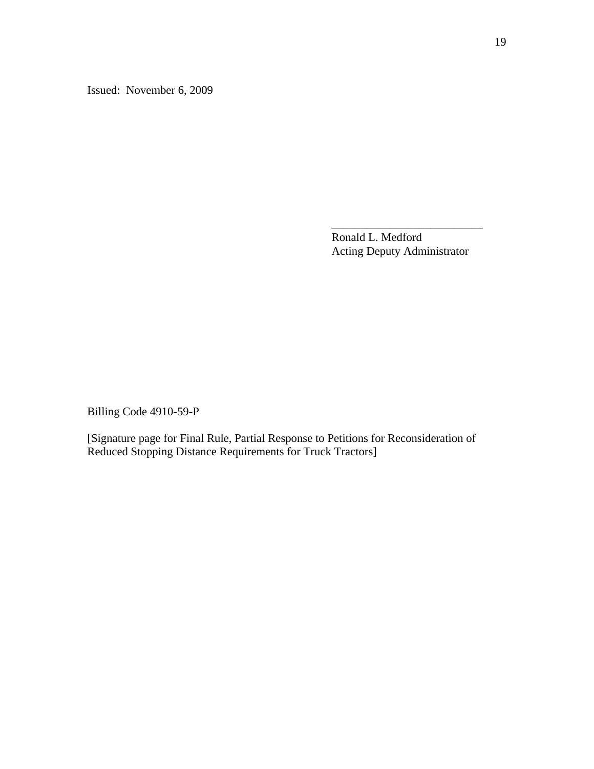Issued: November 6, 2009

\_\_\_\_\_\_\_\_\_\_\_\_\_\_\_\_\_\_\_\_\_\_\_\_\_\_

Ronald L. Medford
Acting Deputy Administrator

Billing Code 4910-59-P

[Signature page for Final Rule, Partial Response to Petitions for Reconsideration of Reduced Stopping Distance Requirements for Truck Tractors]